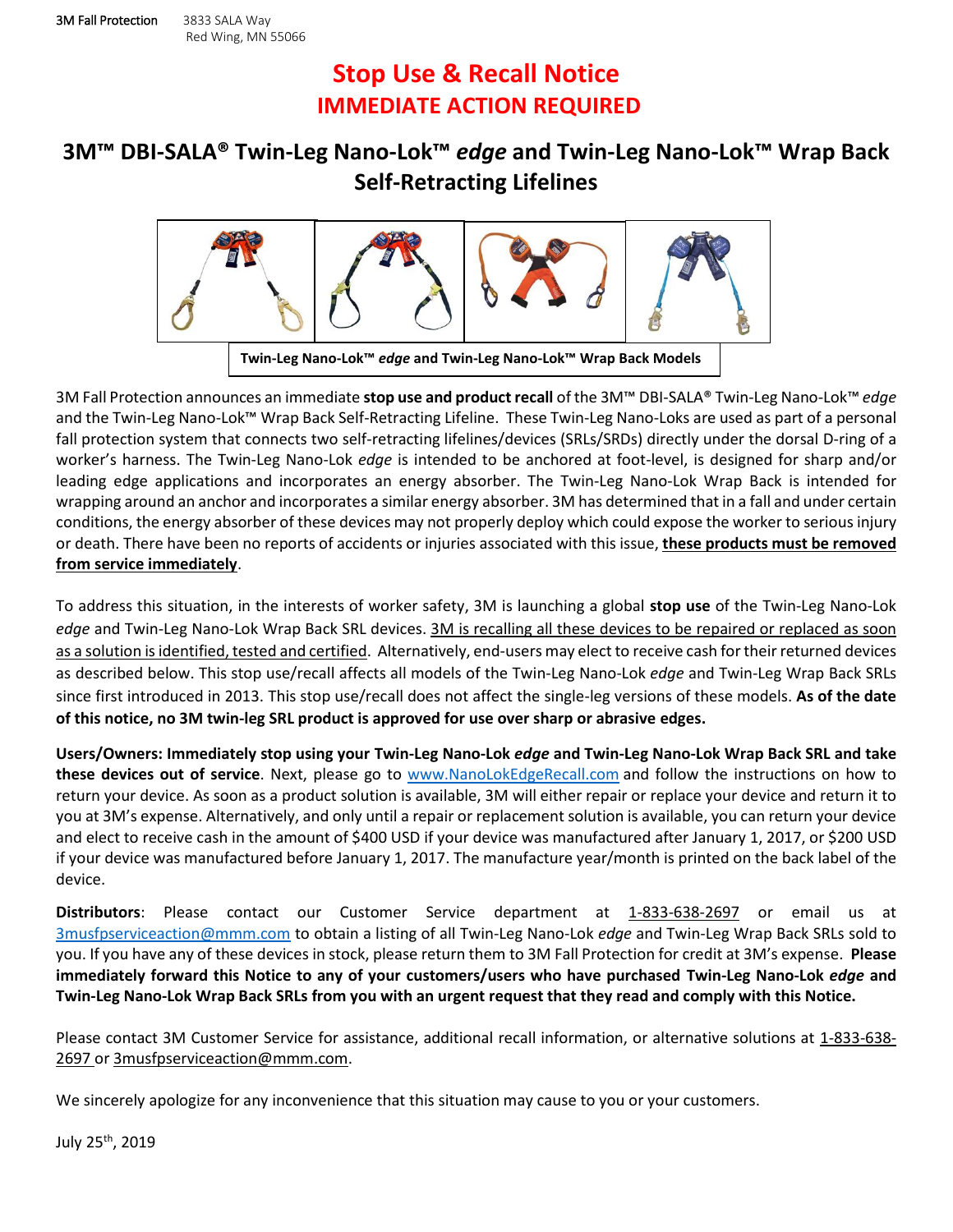3M Fall Protection 3833 SALA Way
Red Wing, MN 55066

# Stop Use & Recall Notice
## IMMEDIATE ACTION REQUIRED

## 3M™ DBI-SALA® Twin-Leg Nano-Lok™ *edge* and Twin-Leg Nano-Lok™ Wrap Back Self-Retracting Lifelines

**Twin-Leg Nano-Lok™ *edge* and Twin-Leg Nano-Lok™ Wrap Back Models**

3M Fall Protection announces an immediate **stop use and product recall** of the 3M™ DBI-SALA® Twin-Leg Nano-Lok™ *edge* and the Twin-Leg Nano-Lok™ Wrap Back Self-Retracting Lifeline. These Twin-Leg Nano-Loks are used as part of a personal fall protection system that connects two self-retracting lifelines/devices (SRLs/SRDs) directly under the dorsal D-ring of a worker's harness. The Twin-Leg Nano-Lok *edge* is intended to be anchored at foot-level, is designed for sharp and/or leading edge applications and incorporates an energy absorber. The Twin-Leg Nano-Lok Wrap Back is intended for wrapping around an anchor and incorporates a similar energy absorber. 3M has determined that in a fall and under certain conditions, the energy absorber of these devices may not properly deploy which could expose the worker to serious injury or death. There have been no reports of accidents or injuries associated with this issue, **these products must be removed from service immediately**.

To address this situation, in the interests of worker safety, 3M is launching a global **stop use** of the Twin-Leg Nano-Lok *edge* and Twin-Leg Nano-Lok Wrap Back SRL devices. 3M is recalling all these devices to be repaired or replaced as soon as a solution is identified, tested and certified. Alternatively, end-users may elect to receive cash for their returned devices as described below. This stop use/recall affects all models of the Twin-Leg Nano-Lok *edge* and Twin-Leg Wrap Back SRLs since first introduced in 2013. This stop use/recall does not affect the single-leg versions of these models. **As of the date of this notice, no 3M twin-leg SRL product is approved for use over sharp or abrasive edges.**

**Users/Owners: Immediately stop using your Twin-Leg Nano-Lok *edge* and Twin-Leg Nano-Lok Wrap Back SRL and take these devices out of service**. Next, please go to www.NanoLokEdgeRecall.com and follow the instructions on how to return your device. As soon as a product solution is available, 3M will either repair or replace your device and return it to you at 3M's expense. Alternatively, and only until a repair or replacement solution is available, you can return your device and elect to receive cash in the amount of $400 USD if your device was manufactured after January 1, 2017, or $200 USD if your device was manufactured before January 1, 2017. The manufacture year/month is printed on the back label of the device.

**Distributors**: Please contact our Customer Service department at 1-833-638-2697 or email us at 3musfpserviceaction@mmm.com to obtain a listing of all Twin-Leg Nano-Lok *edge* and Twin-Leg Wrap Back SRLs sold to you. If you have any of these devices in stock, please return them to 3M Fall Protection for credit at 3M's expense. **Please immediately forward this Notice to any of your customers/users who have purchased Twin-Leg Nano-Lok *edge* and Twin-Leg Nano-Lok Wrap Back SRLs from you with an urgent request that they read and comply with this Notice.**

Please contact 3M Customer Service for assistance, additional recall information, or alternative solutions at 1-833-638-2697 or 3musfpserviceaction@mmm.com.

We sincerely apologize for any inconvenience that this situation may cause to you or your customers.

July 25th, 2019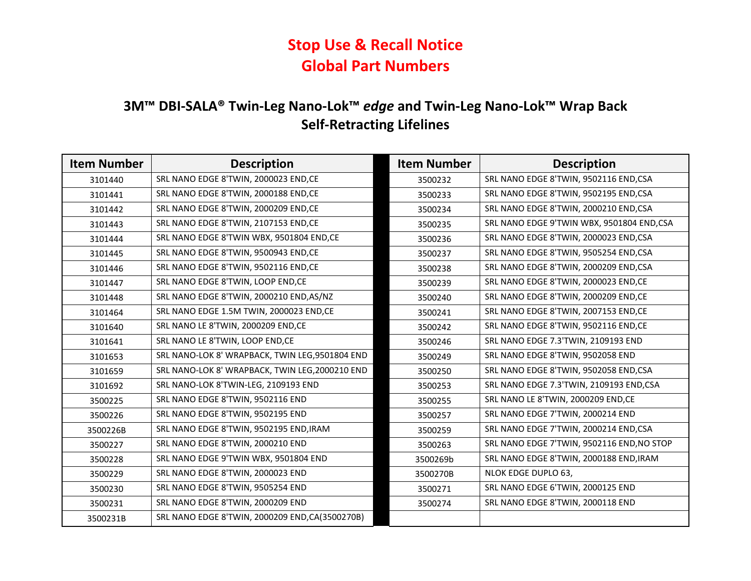# Stop Use & Recall Notice
# Global Part Numbers

## 3M™ DBI-SALA® Twin-Leg Nano-Lok™ *edge* and Twin-Leg Nano-Lok™ Wrap Back Self-Retracting Lifelines

| Item Number | Description |
|---|---|
| 3101440 | SRL NANO EDGE 8'TWIN, 2000023 END,CE |
| 3101441 | SRL NANO EDGE 8'TWIN, 2000188 END,CE |
| 3101442 | SRL NANO EDGE 8'TWIN, 2000209 END,CE |
| 3101443 | SRL NANO EDGE 8'TWIN, 2107153 END,CE |
| 3101444 | SRL NANO EDGE 8'TWIN WBX, 9501804 END,CE |
| 3101445 | SRL NANO EDGE 8'TWIN, 9500943 END,CE |
| 3101446 | SRL NANO EDGE 8'TWIN, 9502116 END,CE |
| 3101447 | SRL NANO EDGE 8'TWIN, LOOP END,CE |
| 3101448 | SRL NANO EDGE 8'TWIN, 2000210 END,AS/NZ |
| 3101464 | SRL NANO EDGE 1.5M TWIN, 2000023 END,CE |
| 3101640 | SRL NANO LE 8'TWIN, 2000209 END,CE |
| 3101641 | SRL NANO LE 8'TWIN, LOOP END,CE |
| 3101653 | SRL NANO-LOK 8' WRAPBACK, TWIN LEG,9501804 END |
| 3101659 | SRL NANO-LOK 8' WRAPBACK, TWIN LEG,2000210 END |
| 3101692 | SRL NANO-LOK 8'TWIN-LEG, 2109193 END |
| 3500225 | SRL NANO EDGE 8'TWIN, 9502116 END |
| 3500226 | SRL NANO EDGE 8'TWIN, 9502195 END |
| 3500226B | SRL NANO EDGE 8'TWIN, 9502195 END,IRAM |
| 3500227 | SRL NANO EDGE 8'TWIN, 2000210 END |
| 3500228 | SRL NANO EDGE 9'TWIN WBX, 9501804 END |
| 3500229 | SRL NANO EDGE 8'TWIN, 2000023 END |
| 3500230 | SRL NANO EDGE 8'TWIN, 9505254 END |
| 3500231 | SRL NANO EDGE 8'TWIN, 2000209 END |
| 3500231B | SRL NANO EDGE 8'TWIN, 2000209 END,CA(3500270B) |
| 3500232 | SRL NANO EDGE 8'TWIN, 9502116 END,CSA |
| 3500233 | SRL NANO EDGE 8'TWIN, 9502195 END,CSA |
| 3500234 | SRL NANO EDGE 8'TWIN, 2000210 END,CSA |
| 3500235 | SRL NANO EDGE 9'TWIN WBX, 9501804 END,CSA |
| 3500236 | SRL NANO EDGE 8'TWIN, 2000023 END,CSA |
| 3500237 | SRL NANO EDGE 8'TWIN, 9505254 END,CSA |
| 3500238 | SRL NANO EDGE 8'TWIN, 2000209 END,CSA |
| 3500239 | SRL NANO EDGE 8'TWIN, 2000023 END,CE |
| 3500240 | SRL NANO EDGE 8'TWIN, 2000209 END,CE |
| 3500241 | SRL NANO EDGE 8'TWIN, 2007153 END,CE |
| 3500242 | SRL NANO EDGE 8'TWIN, 9502116 END,CE |
| 3500246 | SRL NANO EDGE 7.3'TWIN, 2109193 END |
| 3500249 | SRL NANO EDGE 8'TWIN, 9502058 END |
| 3500250 | SRL NANO EDGE 8'TWIN, 9502058 END,CSA |
| 3500253 | SRL NANO EDGE 7.3'TWIN, 2109193 END,CSA |
| 3500255 | SRL NANO LE 8'TWIN, 2000209 END,CE |
| 3500257 | SRL NANO EDGE 7'TWIN, 2000214 END |
| 3500259 | SRL NANO EDGE 7'TWIN, 2000214 END,CSA |
| 3500263 | SRL NANO EDGE 7'TWIN, 9502116 END,NO STOP |
| 3500269b | SRL NANO EDGE 8'TWIN, 2000188 END,IRAM |
| 3500270B | NLOK EDGE DUPLO 63, |
| 3500271 | SRL NANO EDGE 6'TWIN, 2000125 END |
| 3500274 | SRL NANO EDGE 8'TWIN, 2000118 END |